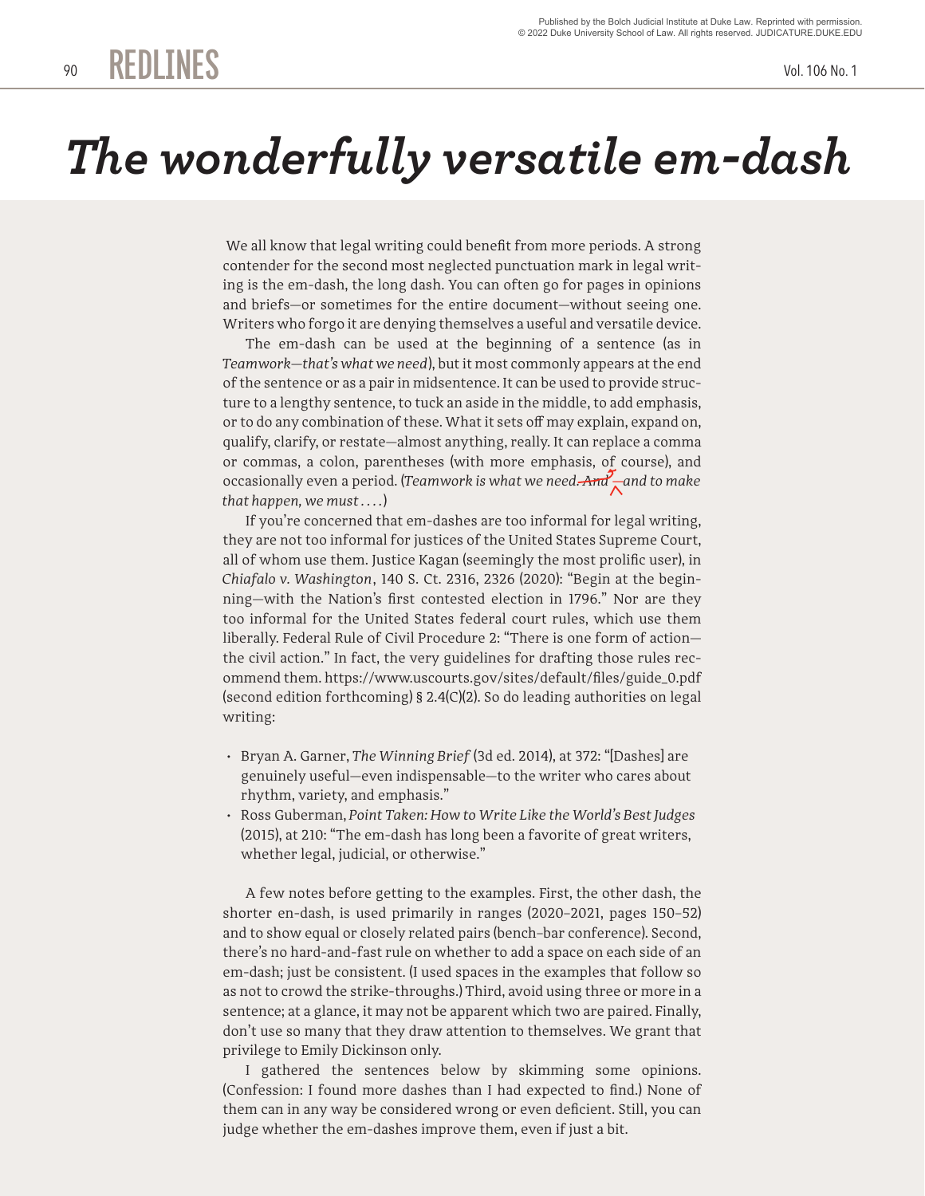# The wonderfully versatile em-dash

We all know that legal writing could benefit from more periods. A strong contender for the second most neglected punctuation mark in legal writing is the em-dash, the long dash. You can often go for pages in opinions and briefs—or sometimes for the entire document—without seeing one. Writers who forgo it are denying themselves a useful and versatile device.

The em-dash can be used at the beginning of a sentence (as in *Teamwork—that's what we need*), but it most commonly appears at the end of the sentence or as a pair in midsentence. It can be used to provide structure to a lengthy sentence, to tuck an aside in the middle, to add emphasis, or to do any combination of these. What it sets off may explain, expand on, qualify, clarify, or restate—almost anything, really. It can replace a comma or commas, a colon, parentheses (with more emphasis, of course), and occasionally even a period. (*Teamwork is what we need. ~~And~~ —and to make that happen, we must . . . .*)

If you're concerned that em-dashes are too informal for legal writing, they are not too informal for justices of the United States Supreme Court, all of whom use them. Justice Kagan (seemingly the most prolific user), in *Chiafalo v. Washington*, 140 S. Ct. 2316, 2326 (2020): "Begin at the beginning—with the Nation's first contested election in 1796." Nor are they too informal for the United States federal court rules, which use them liberally. Federal Rule of Civil Procedure 2: "There is one form of action—the civil action." In fact, the very guidelines for drafting those rules recommend them. https://www.uscourts.gov/sites/default/files/guide_0.pdf (second edition forthcoming) § 2.4(C)(2). So do leading authorities on legal writing:

- Bryan A. Garner, *The Winning Brief* (3d ed. 2014), at 372: "[Dashes] are genuinely useful—even indispensable—to the writer who cares about rhythm, variety, and emphasis."
- Ross Guberman, *Point Taken: How to Write Like the World's Best Judges* (2015), at 210: "The em-dash has long been a favorite of great writers, whether legal, judicial, or otherwise."

A few notes before getting to the examples. First, the other dash, the shorter en-dash, is used primarily in ranges (2020–2021, pages 150–52) and to show equal or closely related pairs (bench–bar conference). Second, there's no hard-and-fast rule on whether to add a space on each side of an em-dash; just be consistent. (I used spaces in the examples that follow so as not to crowd the strike-throughs.) Third, avoid using three or more in a sentence; at a glance, it may not be apparent which two are paired. Finally, don't use so many that they draw attention to themselves. We grant that privilege to Emily Dickinson only.

I gathered the sentences below by skimming some opinions. (Confession: I found more dashes than I had expected to find.) None of them can in any way be considered wrong or even deficient. Still, you can judge whether the em-dashes improve them, even if just a bit.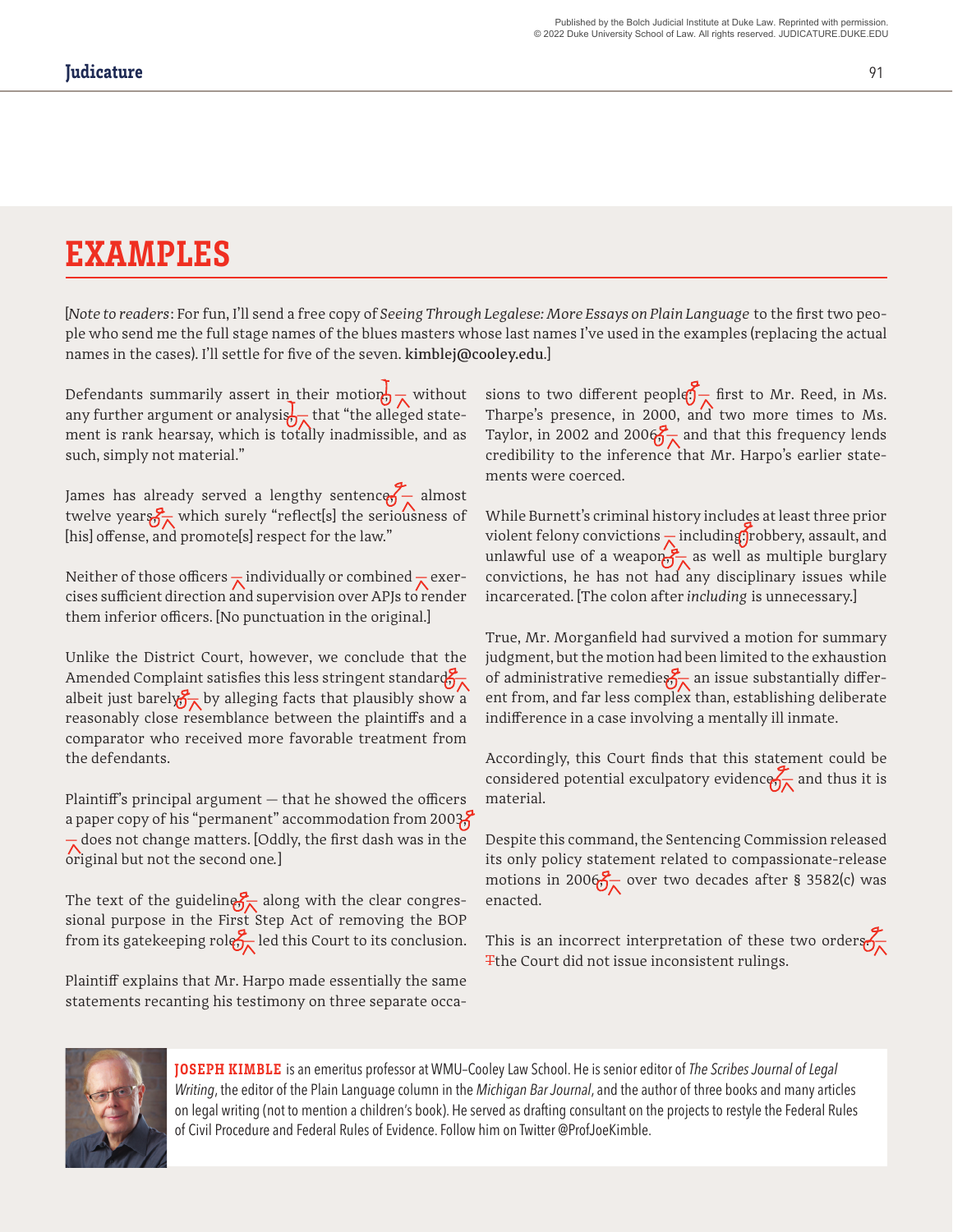# EXAMPLES

[*Note to readers*: For fun, I'll send a free copy of *Seeing Through Legalese: More Essays on Plain Language* to the first two people who send me the full stage names of the blues masters whose last names I've used in the examples (replacing the actual names in the cases). I'll settle for five of the seven. **kimblej@cooley.edu**.]

Defendants summarily assert in their motion without any further argument or analysis that "the alleged statement is rank hearsay, which is totally inadmissible, and as such, simply not material."

James has already served a lengthy sentence almost twelve years which surely "reflect[s] the seriousness of [his] offense, and promote[s] respect for the law."

Neither of those officers individually or combined exercises sufficient direction and supervision over APJs to render them inferior officers. [No punctuation in the original.]

Unlike the District Court, however, we conclude that the Amended Complaint satisfies this less stringent standard albeit just barely by alleging facts that plausibly show a reasonably close resemblance between the plaintiffs and a comparator who received more favorable treatment from the defendants.

Plaintiff's principal argument — that he showed the officers a paper copy of his "permanent" accommodation from 2003 does not change matters. [Oddly, the first dash was in the original but not the second one.]

The text of the guideline along with the clear congressional purpose in the First Step Act of removing the BOP from its gatekeeping role led this Court to its conclusion.

Plaintiff explains that Mr. Harpo made essentially the same statements recanting his testimony on three separate occasions to two different people first to Mr. Reed, in Ms. Tharpe's presence, in 2000, and two more times to Ms. Taylor, in 2002 and 2006 and that this frequency lends credibility to the inference that Mr. Harpo's earlier statements were coerced.

While Burnett's criminal history includes at least three prior violent felony convictions including: robbery, assault, and unlawful use of a weapon as well as multiple burglary convictions, he has not had any disciplinary issues while incarcerated. [The colon after *including* is unnecessary.]

True, Mr. Morganfield had survived a motion for summary judgment, but the motion had been limited to the exhaustion of administrative remedies an issue substantially different from, and far less complex than, establishing deliberate indifference in a case involving a mentally ill inmate.

Accordingly, this Court finds that this statement could be considered potential exculpatory evidence and thus it is material.

Despite this command, the Sentencing Commission released its only policy statement related to compassionate-release motions in 2006 over two decades after § 3582(c) was enacted.

This is an incorrect interpretation of these two orders Tthe Court did not issue inconsistent rulings.

**JOSEPH KIMBLE** is an emeritus professor at WMU–Cooley Law School. He is senior editor of *The Scribes Journal of Legal Writing*, the editor of the Plain Language column in the *Michigan Bar Journal*, and the author of three books and many articles on legal writing (not to mention a children's book). He served as drafting consultant on the projects to restyle the Federal Rules of Civil Procedure and Federal Rules of Evidence. Follow him on Twitter @ProfJoeKimble.